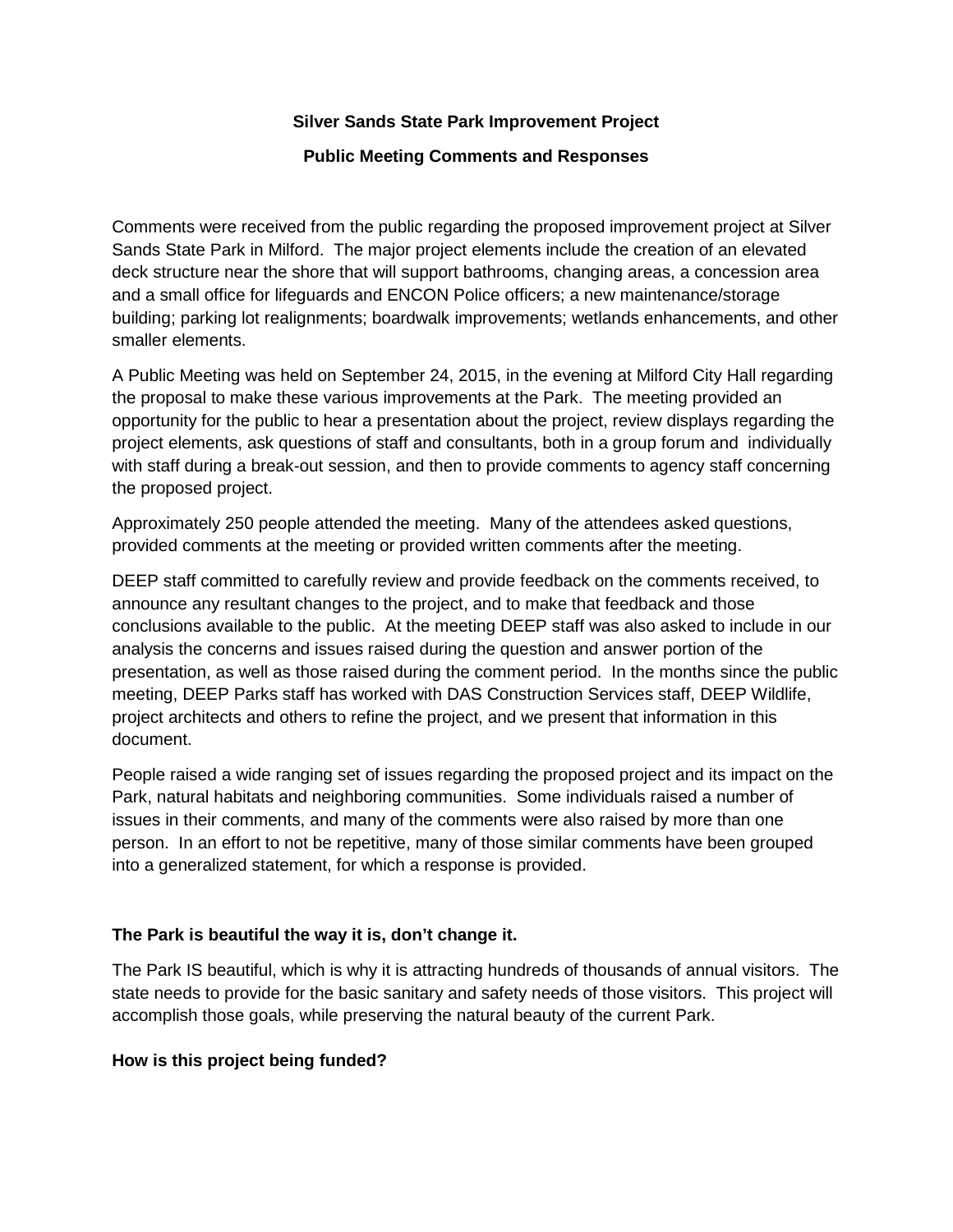# Silver Sands State Park Improvement Project

## Public Meeting Comments and Responses

Comments were received from the public regarding the proposed improvement project at Silver Sands State Park in Milford. The major project elements include the creation of an elevated deck structure near the shore that will support bathrooms, changing areas, a concession area and a small office for lifeguards and ENCON Police officers; a new maintenance/storage building; parking lot realignments; boardwalk improvements; wetlands enhancements, and other smaller elements.

A Public Meeting was held on September 24, 2015, in the evening at Milford City Hall regarding the proposal to make these various improvements at the Park. The meeting provided an opportunity for the public to hear a presentation about the project, review displays regarding the project elements, ask questions of staff and consultants, both in a group forum and individually with staff during a break-out session, and then to provide comments to agency staff concerning the proposed project.

Approximately 250 people attended the meeting. Many of the attendees asked questions, provided comments at the meeting or provided written comments after the meeting.

DEEP staff committed to carefully review and provide feedback on the comments received, to announce any resultant changes to the project, and to make that feedback and those conclusions available to the public. At the meeting DEEP staff was also asked to include in our analysis the concerns and issues raised during the question and answer portion of the presentation, as well as those raised during the comment period. In the months since the public meeting, DEEP Parks staff has worked with DAS Construction Services staff, DEEP Wildlife, project architects and others to refine the project, and we present that information in this document.

People raised a wide ranging set of issues regarding the proposed project and its impact on the Park, natural habitats and neighboring communities. Some individuals raised a number of issues in their comments, and many of the comments were also raised by more than one person. In an effort to not be repetitive, many of those similar comments have been grouped into a generalized statement, for which a response is provided.

**The Park is beautiful the way it is, don't change it.**

The Park IS beautiful, which is why it is attracting hundreds of thousands of annual visitors. The state needs to provide for the basic sanitary and safety needs of those visitors. This project will accomplish those goals, while preserving the natural beauty of the current Park.

**How is this project being funded?**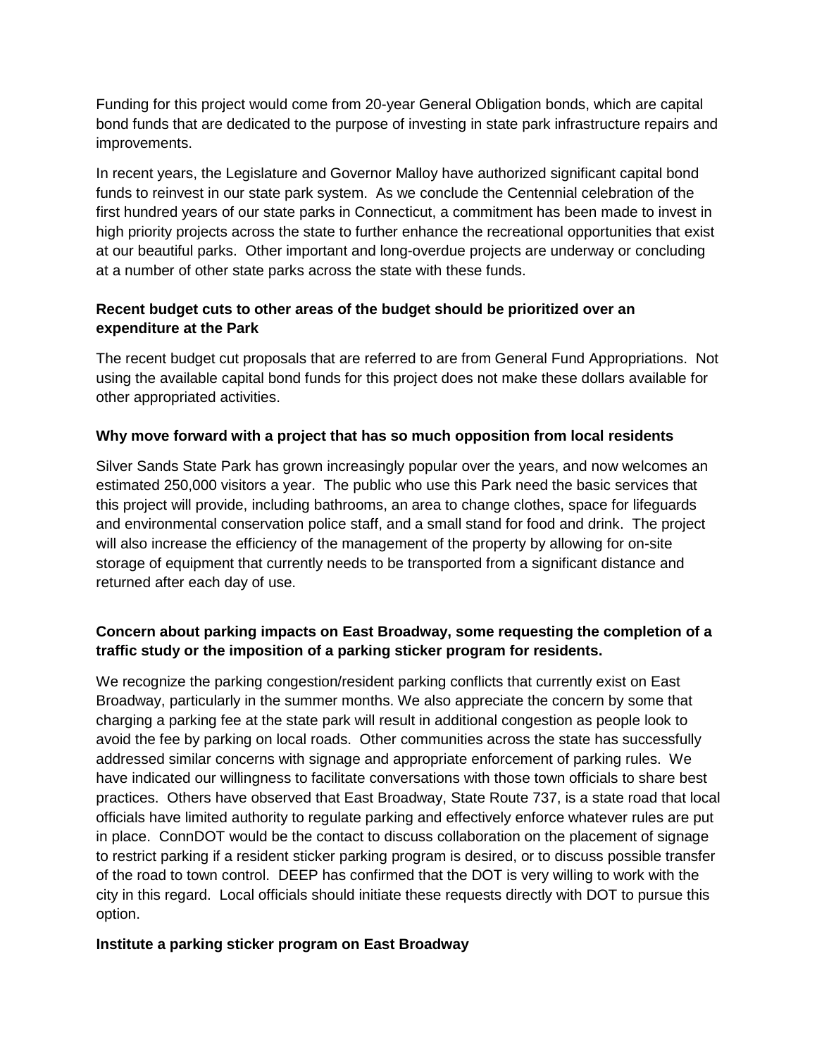Funding for this project would come from 20-year General Obligation bonds, which are capital bond funds that are dedicated to the purpose of investing in state park infrastructure repairs and improvements.

In recent years, the Legislature and Governor Malloy have authorized significant capital bond funds to reinvest in our state park system. As we conclude the Centennial celebration of the first hundred years of our state parks in Connecticut, a commitment has been made to invest in high priority projects across the state to further enhance the recreational opportunities that exist at our beautiful parks. Other important and long-overdue projects are underway or concluding at a number of other state parks across the state with these funds.

**Recent budget cuts to other areas of the budget should be prioritized over an expenditure at the Park**

The recent budget cut proposals that are referred to are from General Fund Appropriations. Not using the available capital bond funds for this project does not make these dollars available for other appropriated activities.

**Why move forward with a project that has so much opposition from local residents**

Silver Sands State Park has grown increasingly popular over the years, and now welcomes an estimated 250,000 visitors a year. The public who use this Park need the basic services that this project will provide, including bathrooms, an area to change clothes, space for lifeguards and environmental conservation police staff, and a small stand for food and drink. The project will also increase the efficiency of the management of the property by allowing for on-site storage of equipment that currently needs to be transported from a significant distance and returned after each day of use.

**Concern about parking impacts on East Broadway, some requesting the completion of a traffic study or the imposition of a parking sticker program for residents.**

We recognize the parking congestion/resident parking conflicts that currently exist on East Broadway, particularly in the summer months. We also appreciate the concern by some that charging a parking fee at the state park will result in additional congestion as people look to avoid the fee by parking on local roads. Other communities across the state has successfully addressed similar concerns with signage and appropriate enforcement of parking rules. We have indicated our willingness to facilitate conversations with those town officials to share best practices. Others have observed that East Broadway, State Route 737, is a state road that local officials have limited authority to regulate parking and effectively enforce whatever rules are put in place. ConnDOT would be the contact to discuss collaboration on the placement of signage to restrict parking if a resident sticker parking program is desired, or to discuss possible transfer of the road to town control. DEEP has confirmed that the DOT is very willing to work with the city in this regard. Local officials should initiate these requests directly with DOT to pursue this option.

**Institute a parking sticker program on East Broadway**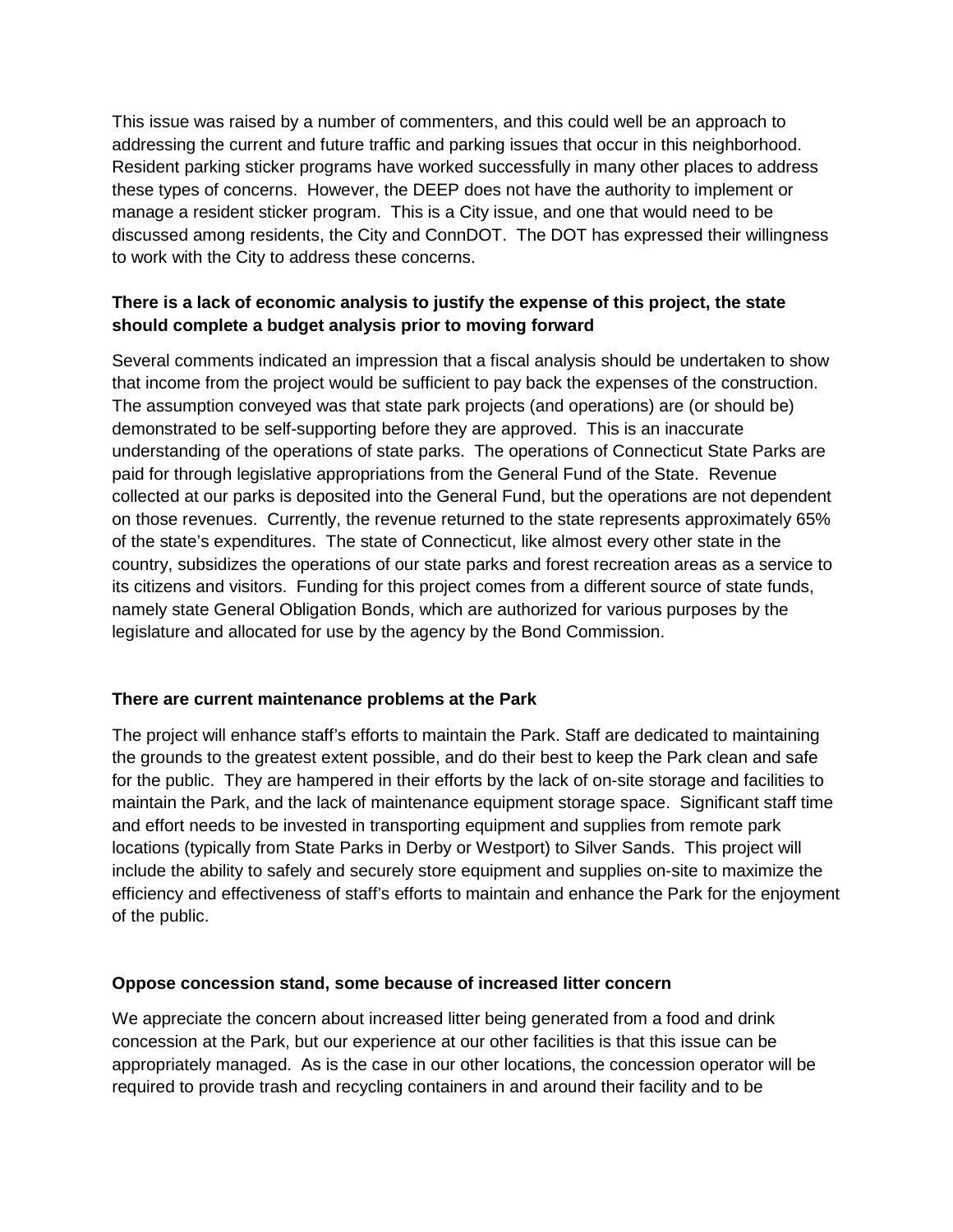This issue was raised by a number of commenters, and this could well be an approach to addressing the current and future traffic and parking issues that occur in this neighborhood. Resident parking sticker programs have worked successfully in many other places to address these types of concerns. However, the DEEP does not have the authority to implement or manage a resident sticker program. This is a City issue, and one that would need to be discussed among residents, the City and ConnDOT. The DOT has expressed their willingness to work with the City to address these concerns.

**There is a lack of economic analysis to justify the expense of this project, the state should complete a budget analysis prior to moving forward**

Several comments indicated an impression that a fiscal analysis should be undertaken to show that income from the project would be sufficient to pay back the expenses of the construction. The assumption conveyed was that state park projects (and operations) are (or should be) demonstrated to be self-supporting before they are approved. This is an inaccurate understanding of the operations of state parks. The operations of Connecticut State Parks are paid for through legislative appropriations from the General Fund of the State. Revenue collected at our parks is deposited into the General Fund, but the operations are not dependent on those revenues. Currently, the revenue returned to the state represents approximately 65% of the state's expenditures. The state of Connecticut, like almost every other state in the country, subsidizes the operations of our state parks and forest recreation areas as a service to its citizens and visitors. Funding for this project comes from a different source of state funds, namely state General Obligation Bonds, which are authorized for various purposes by the legislature and allocated for use by the agency by the Bond Commission.

**There are current maintenance problems at the Park**

The project will enhance staff's efforts to maintain the Park. Staff are dedicated to maintaining the grounds to the greatest extent possible, and do their best to keep the Park clean and safe for the public. They are hampered in their efforts by the lack of on-site storage and facilities to maintain the Park, and the lack of maintenance equipment storage space. Significant staff time and effort needs to be invested in transporting equipment and supplies from remote park locations (typically from State Parks in Derby or Westport) to Silver Sands. This project will include the ability to safely and securely store equipment and supplies on-site to maximize the efficiency and effectiveness of staff's efforts to maintain and enhance the Park for the enjoyment of the public.

**Oppose concession stand, some because of increased litter concern**

We appreciate the concern about increased litter being generated from a food and drink concession at the Park, but our experience at our other facilities is that this issue can be appropriately managed. As is the case in our other locations, the concession operator will be required to provide trash and recycling containers in and around their facility and to be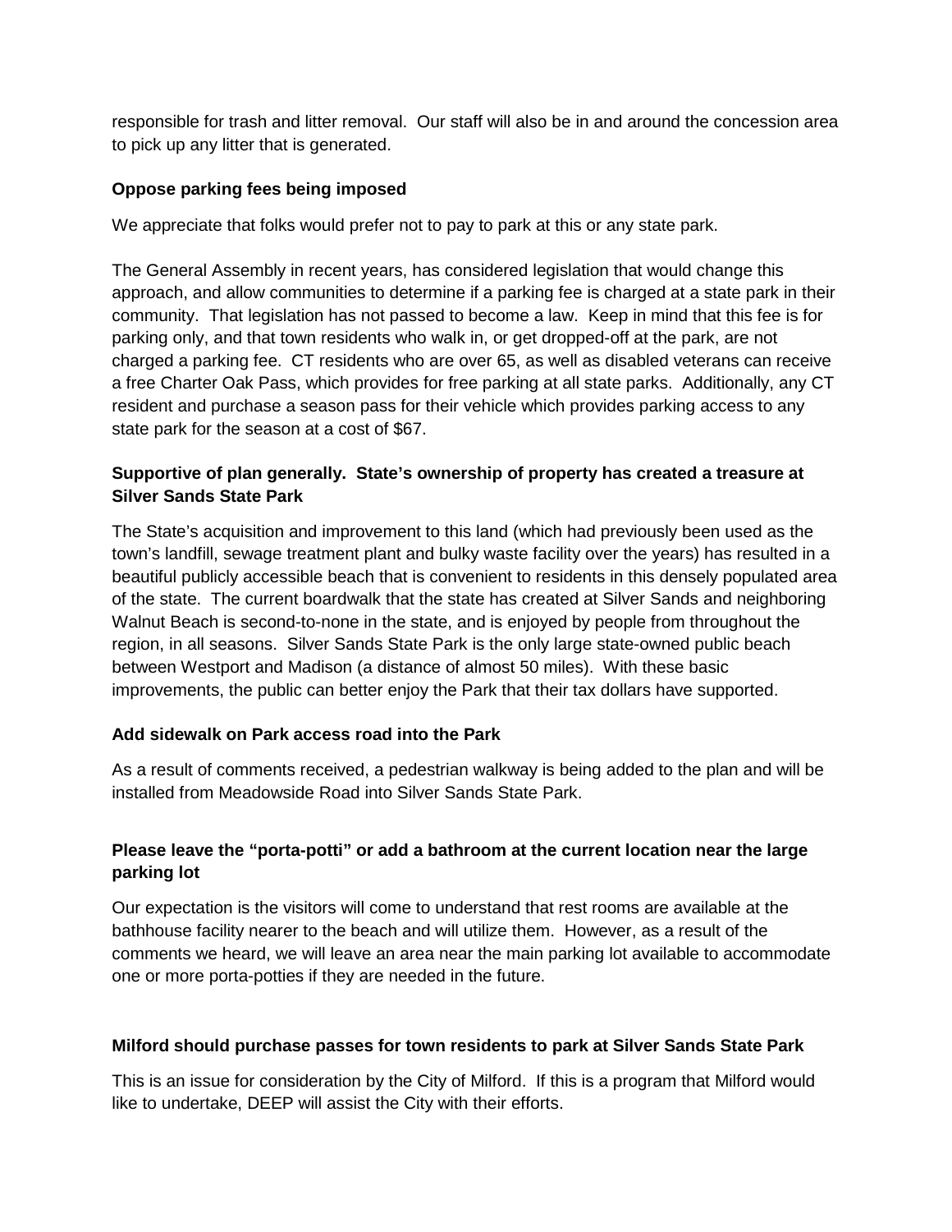responsible for trash and litter removal. Our staff will also be in and around the concession area to pick up any litter that is generated.

**Oppose parking fees being imposed**

We appreciate that folks would prefer not to pay to park at this or any state park.

The General Assembly in recent years, has considered legislation that would change this approach, and allow communities to determine if a parking fee is charged at a state park in their community. That legislation has not passed to become a law. Keep in mind that this fee is for parking only, and that town residents who walk in, or get dropped-off at the park, are not charged a parking fee. CT residents who are over 65, as well as disabled veterans can receive a free Charter Oak Pass, which provides for free parking at all state parks. Additionally, any CT resident and purchase a season pass for their vehicle which provides parking access to any state park for the season at a cost of $67.

**Supportive of plan generally. State's ownership of property has created a treasure at Silver Sands State Park**

The State's acquisition and improvement to this land (which had previously been used as the town's landfill, sewage treatment plant and bulky waste facility over the years) has resulted in a beautiful publicly accessible beach that is convenient to residents in this densely populated area of the state. The current boardwalk that the state has created at Silver Sands and neighboring Walnut Beach is second-to-none in the state, and is enjoyed by people from throughout the region, in all seasons. Silver Sands State Park is the only large state-owned public beach between Westport and Madison (a distance of almost 50 miles). With these basic improvements, the public can better enjoy the Park that their tax dollars have supported.

**Add sidewalk on Park access road into the Park**

As a result of comments received, a pedestrian walkway is being added to the plan and will be installed from Meadowside Road into Silver Sands State Park.

**Please leave the "porta-potti" or add a bathroom at the current location near the large parking lot**

Our expectation is the visitors will come to understand that rest rooms are available at the bathhouse facility nearer to the beach and will utilize them. However, as a result of the comments we heard, we will leave an area near the main parking lot available to accommodate one or more porta-potties if they are needed in the future.

**Milford should purchase passes for town residents to park at Silver Sands State Park**

This is an issue for consideration by the City of Milford. If this is a program that Milford would like to undertake, DEEP will assist the City with their efforts.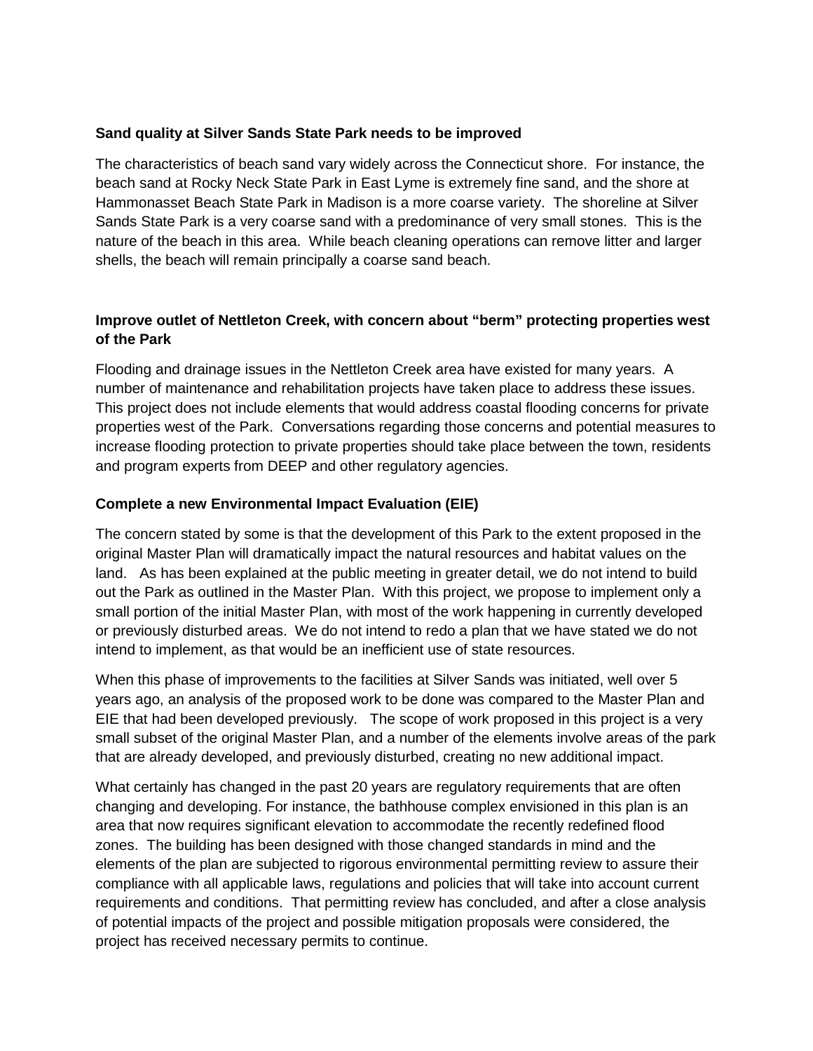**Sand quality at Silver Sands State Park needs to be improved**

The characteristics of beach sand vary widely across the Connecticut shore. For instance, the beach sand at Rocky Neck State Park in East Lyme is extremely fine sand, and the shore at Hammonasset Beach State Park in Madison is a more coarse variety. The shoreline at Silver Sands State Park is a very coarse sand with a predominance of very small stones. This is the nature of the beach in this area. While beach cleaning operations can remove litter and larger shells, the beach will remain principally a coarse sand beach.

**Improve outlet of Nettleton Creek, with concern about "berm" protecting properties west of the Park**

Flooding and drainage issues in the Nettleton Creek area have existed for many years. A number of maintenance and rehabilitation projects have taken place to address these issues. This project does not include elements that would address coastal flooding concerns for private properties west of the Park. Conversations regarding those concerns and potential measures to increase flooding protection to private properties should take place between the town, residents and program experts from DEEP and other regulatory agencies.

**Complete a new Environmental Impact Evaluation (EIE)**

The concern stated by some is that the development of this Park to the extent proposed in the original Master Plan will dramatically impact the natural resources and habitat values on the land. As has been explained at the public meeting in greater detail, we do not intend to build out the Park as outlined in the Master Plan. With this project, we propose to implement only a small portion of the initial Master Plan, with most of the work happening in currently developed or previously disturbed areas. We do not intend to redo a plan that we have stated we do not intend to implement, as that would be an inefficient use of state resources.

When this phase of improvements to the facilities at Silver Sands was initiated, well over 5 years ago, an analysis of the proposed work to be done was compared to the Master Plan and EIE that had been developed previously. The scope of work proposed in this project is a very small subset of the original Master Plan, and a number of the elements involve areas of the park that are already developed, and previously disturbed, creating no new additional impact.

What certainly has changed in the past 20 years are regulatory requirements that are often changing and developing. For instance, the bathhouse complex envisioned in this plan is an area that now requires significant elevation to accommodate the recently redefined flood zones. The building has been designed with those changed standards in mind and the elements of the plan are subjected to rigorous environmental permitting review to assure their compliance with all applicable laws, regulations and policies that will take into account current requirements and conditions. That permitting review has concluded, and after a close analysis of potential impacts of the project and possible mitigation proposals were considered, the project has received necessary permits to continue.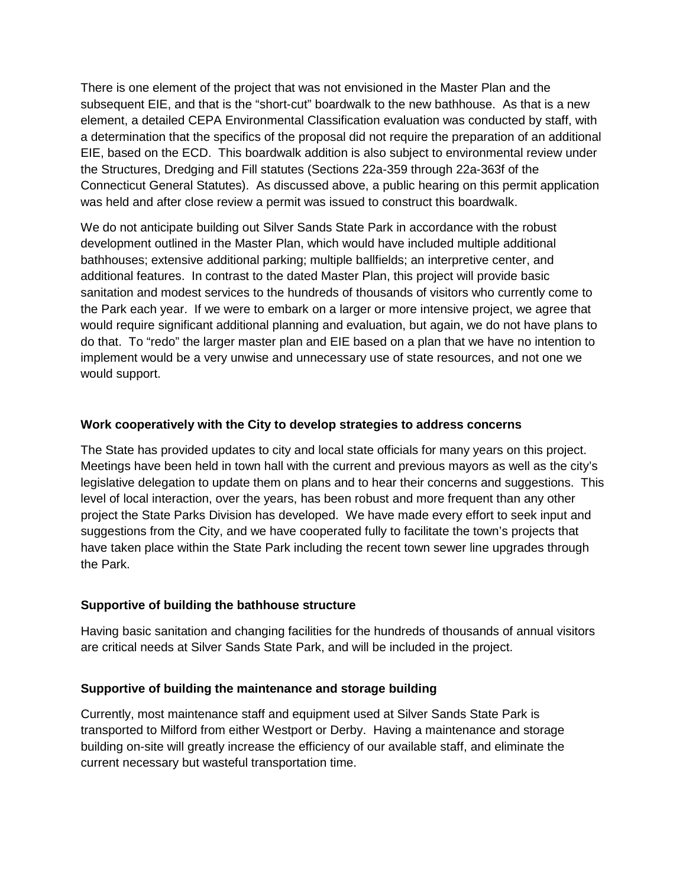There is one element of the project that was not envisioned in the Master Plan and the subsequent EIE, and that is the "short-cut" boardwalk to the new bathhouse. As that is a new element, a detailed CEPA Environmental Classification evaluation was conducted by staff, with a determination that the specifics of the proposal did not require the preparation of an additional EIE, based on the ECD. This boardwalk addition is also subject to environmental review under the Structures, Dredging and Fill statutes (Sections 22a-359 through 22a-363f of the Connecticut General Statutes). As discussed above, a public hearing on this permit application was held and after close review a permit was issued to construct this boardwalk.

We do not anticipate building out Silver Sands State Park in accordance with the robust development outlined in the Master Plan, which would have included multiple additional bathhouses; extensive additional parking; multiple ballfields; an interpretive center, and additional features. In contrast to the dated Master Plan, this project will provide basic sanitation and modest services to the hundreds of thousands of visitors who currently come to the Park each year. If we were to embark on a larger or more intensive project, we agree that would require significant additional planning and evaluation, but again, we do not have plans to do that. To "redo" the larger master plan and EIE based on a plan that we have no intention to implement would be a very unwise and unnecessary use of state resources, and not one we would support.

**Work cooperatively with the City to develop strategies to address concerns**

The State has provided updates to city and local state officials for many years on this project. Meetings have been held in town hall with the current and previous mayors as well as the city's legislative delegation to update them on plans and to hear their concerns and suggestions. This level of local interaction, over the years, has been robust and more frequent than any other project the State Parks Division has developed. We have made every effort to seek input and suggestions from the City, and we have cooperated fully to facilitate the town's projects that have taken place within the State Park including the recent town sewer line upgrades through the Park.

**Supportive of building the bathhouse structure**

Having basic sanitation and changing facilities for the hundreds of thousands of annual visitors are critical needs at Silver Sands State Park, and will be included in the project.

**Supportive of building the maintenance and storage building**

Currently, most maintenance staff and equipment used at Silver Sands State Park is transported to Milford from either Westport or Derby. Having a maintenance and storage building on-site will greatly increase the efficiency of our available staff, and eliminate the current necessary but wasteful transportation time.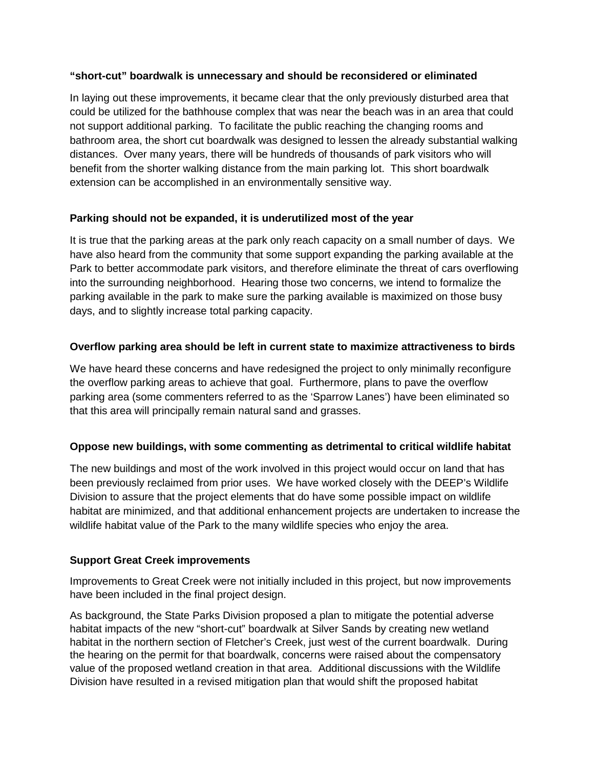**"short-cut" boardwalk is unnecessary and should be reconsidered or eliminated**

In laying out these improvements, it became clear that the only previously disturbed area that could be utilized for the bathhouse complex that was near the beach was in an area that could not support additional parking. To facilitate the public reaching the changing rooms and bathroom area, the short cut boardwalk was designed to lessen the already substantial walking distances. Over many years, there will be hundreds of thousands of park visitors who will benefit from the shorter walking distance from the main parking lot. This short boardwalk extension can be accomplished in an environmentally sensitive way.

**Parking should not be expanded, it is underutilized most of the year**

It is true that the parking areas at the park only reach capacity on a small number of days. We have also heard from the community that some support expanding the parking available at the Park to better accommodate park visitors, and therefore eliminate the threat of cars overflowing into the surrounding neighborhood. Hearing those two concerns, we intend to formalize the parking available in the park to make sure the parking available is maximized on those busy days, and to slightly increase total parking capacity.

**Overflow parking area should be left in current state to maximize attractiveness to birds**

We have heard these concerns and have redesigned the project to only minimally reconfigure the overflow parking areas to achieve that goal. Furthermore, plans to pave the overflow parking area (some commenters referred to as the 'Sparrow Lanes') have been eliminated so that this area will principally remain natural sand and grasses.

**Oppose new buildings, with some commenting as detrimental to critical wildlife habitat**

The new buildings and most of the work involved in this project would occur on land that has been previously reclaimed from prior uses. We have worked closely with the DEEP's Wildlife Division to assure that the project elements that do have some possible impact on wildlife habitat are minimized, and that additional enhancement projects are undertaken to increase the wildlife habitat value of the Park to the many wildlife species who enjoy the area.

**Support Great Creek improvements**

Improvements to Great Creek were not initially included in this project, but now improvements have been included in the final project design.

As background, the State Parks Division proposed a plan to mitigate the potential adverse habitat impacts of the new "short-cut" boardwalk at Silver Sands by creating new wetland habitat in the northern section of Fletcher's Creek, just west of the current boardwalk. During the hearing on the permit for that boardwalk, concerns were raised about the compensatory value of the proposed wetland creation in that area. Additional discussions with the Wildlife Division have resulted in a revised mitigation plan that would shift the proposed habitat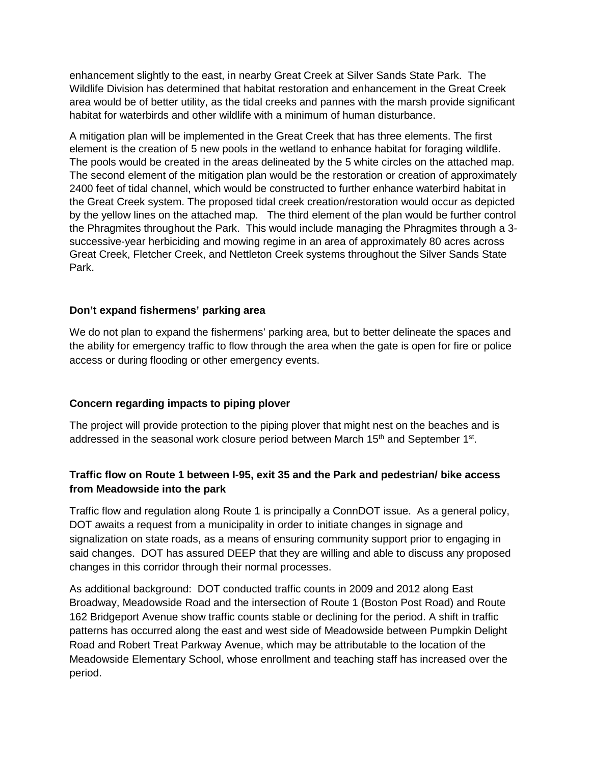enhancement slightly to the east, in nearby Great Creek at Silver Sands State Park. The Wildlife Division has determined that habitat restoration and enhancement in the Great Creek area would be of better utility, as the tidal creeks and pannes with the marsh provide significant habitat for waterbirds and other wildlife with a minimum of human disturbance.

A mitigation plan will be implemented in the Great Creek that has three elements. The first element is the creation of 5 new pools in the wetland to enhance habitat for foraging wildlife. The pools would be created in the areas delineated by the 5 white circles on the attached map. The second element of the mitigation plan would be the restoration or creation of approximately 2400 feet of tidal channel, which would be constructed to further enhance waterbird habitat in the Great Creek system. The proposed tidal creek creation/restoration would occur as depicted by the yellow lines on the attached map. The third element of the plan would be further control the Phragmites throughout the Park. This would include managing the Phragmites through a 3-successive-year herbiciding and mowing regime in an area of approximately 80 acres across Great Creek, Fletcher Creek, and Nettleton Creek systems throughout the Silver Sands State Park.

**Don't expand fishermens' parking area**

We do not plan to expand the fishermens' parking area, but to better delineate the spaces and the ability for emergency traffic to flow through the area when the gate is open for fire or police access or during flooding or other emergency events.

**Concern regarding impacts to piping plover**

The project will provide protection to the piping plover that might nest on the beaches and is addressed in the seasonal work closure period between March 15th and September 1st.

**Traffic flow on Route 1 between I-95, exit 35 and the Park and pedestrian/ bike access from Meadowside into the park**

Traffic flow and regulation along Route 1 is principally a ConnDOT issue. As a general policy, DOT awaits a request from a municipality in order to initiate changes in signage and signalization on state roads, as a means of ensuring community support prior to engaging in said changes. DOT has assured DEEP that they are willing and able to discuss any proposed changes in this corridor through their normal processes.

As additional background: DOT conducted traffic counts in 2009 and 2012 along East Broadway, Meadowside Road and the intersection of Route 1 (Boston Post Road) and Route 162 Bridgeport Avenue show traffic counts stable or declining for the period. A shift in traffic patterns has occurred along the east and west side of Meadowside between Pumpkin Delight Road and Robert Treat Parkway Avenue, which may be attributable to the location of the Meadowside Elementary School, whose enrollment and teaching staff has increased over the period.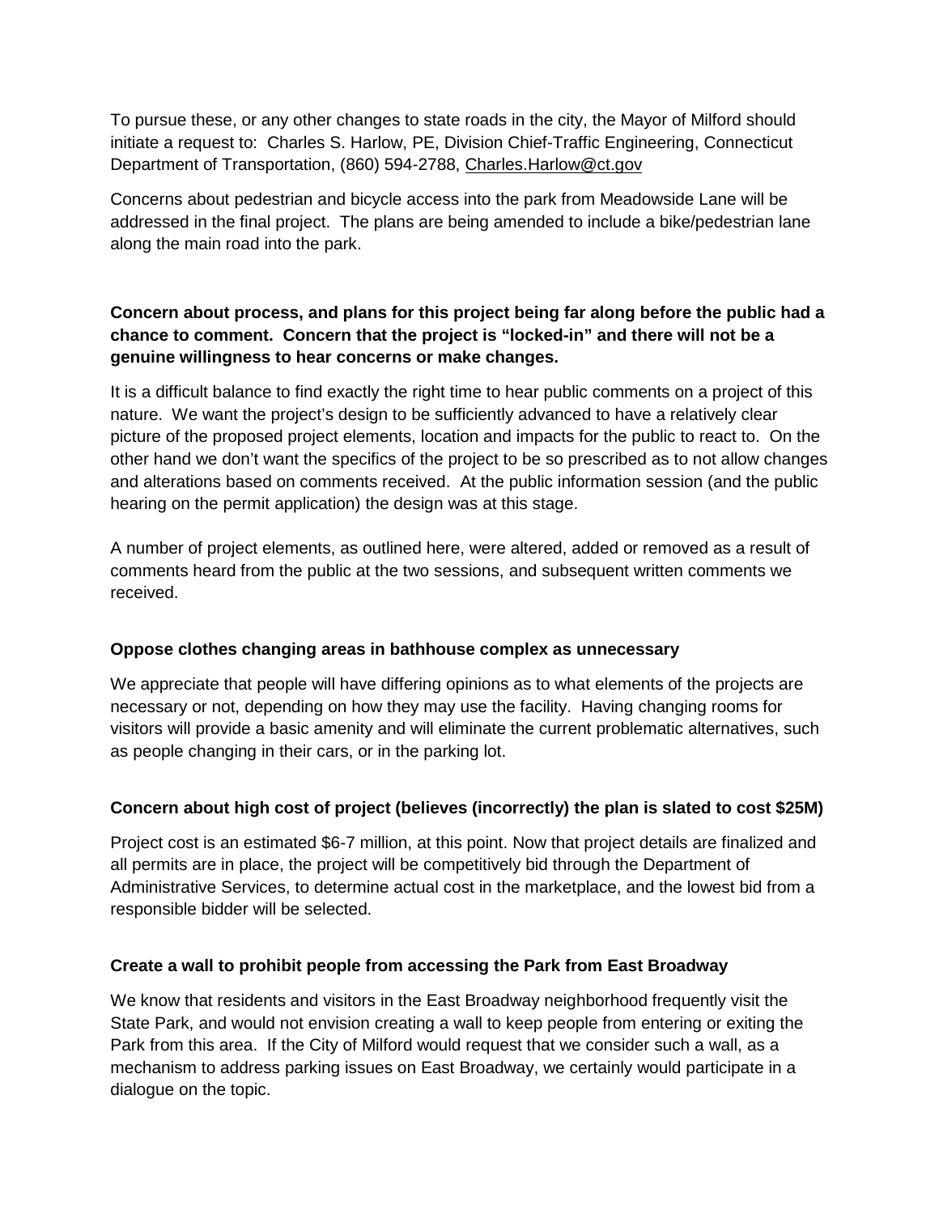To pursue these, or any other changes to state roads in the city, the Mayor of Milford should initiate a request to: Charles S. Harlow, PE, Division Chief-Traffic Engineering, Connecticut Department of Transportation, (860) 594-2788, Charles.Harlow@ct.gov

Concerns about pedestrian and bicycle access into the park from Meadowside Lane will be addressed in the final project. The plans are being amended to include a bike/pedestrian lane along the main road into the park.

**Concern about process, and plans for this project being far along before the public had a chance to comment. Concern that the project is "locked-in" and there will not be a genuine willingness to hear concerns or make changes.**

It is a difficult balance to find exactly the right time to hear public comments on a project of this nature. We want the project's design to be sufficiently advanced to have a relatively clear picture of the proposed project elements, location and impacts for the public to react to. On the other hand we don't want the specifics of the project to be so prescribed as to not allow changes and alterations based on comments received. At the public information session (and the public hearing on the permit application) the design was at this stage.

A number of project elements, as outlined here, were altered, added or removed as a result of comments heard from the public at the two sessions, and subsequent written comments we received.

**Oppose clothes changing areas in bathhouse complex as unnecessary**

We appreciate that people will have differing opinions as to what elements of the projects are necessary or not, depending on how they may use the facility. Having changing rooms for visitors will provide a basic amenity and will eliminate the current problematic alternatives, such as people changing in their cars, or in the parking lot.

**Concern about high cost of project (believes (incorrectly) the plan is slated to cost $25M)**

Project cost is an estimated $6-7 million, at this point. Now that project details are finalized and all permits are in place, the project will be competitively bid through the Department of Administrative Services, to determine actual cost in the marketplace, and the lowest bid from a responsible bidder will be selected.

**Create a wall to prohibit people from accessing the Park from East Broadway**

We know that residents and visitors in the East Broadway neighborhood frequently visit the State Park, and would not envision creating a wall to keep people from entering or exiting the Park from this area. If the City of Milford would request that we consider such a wall, as a mechanism to address parking issues on East Broadway, we certainly would participate in a dialogue on the topic.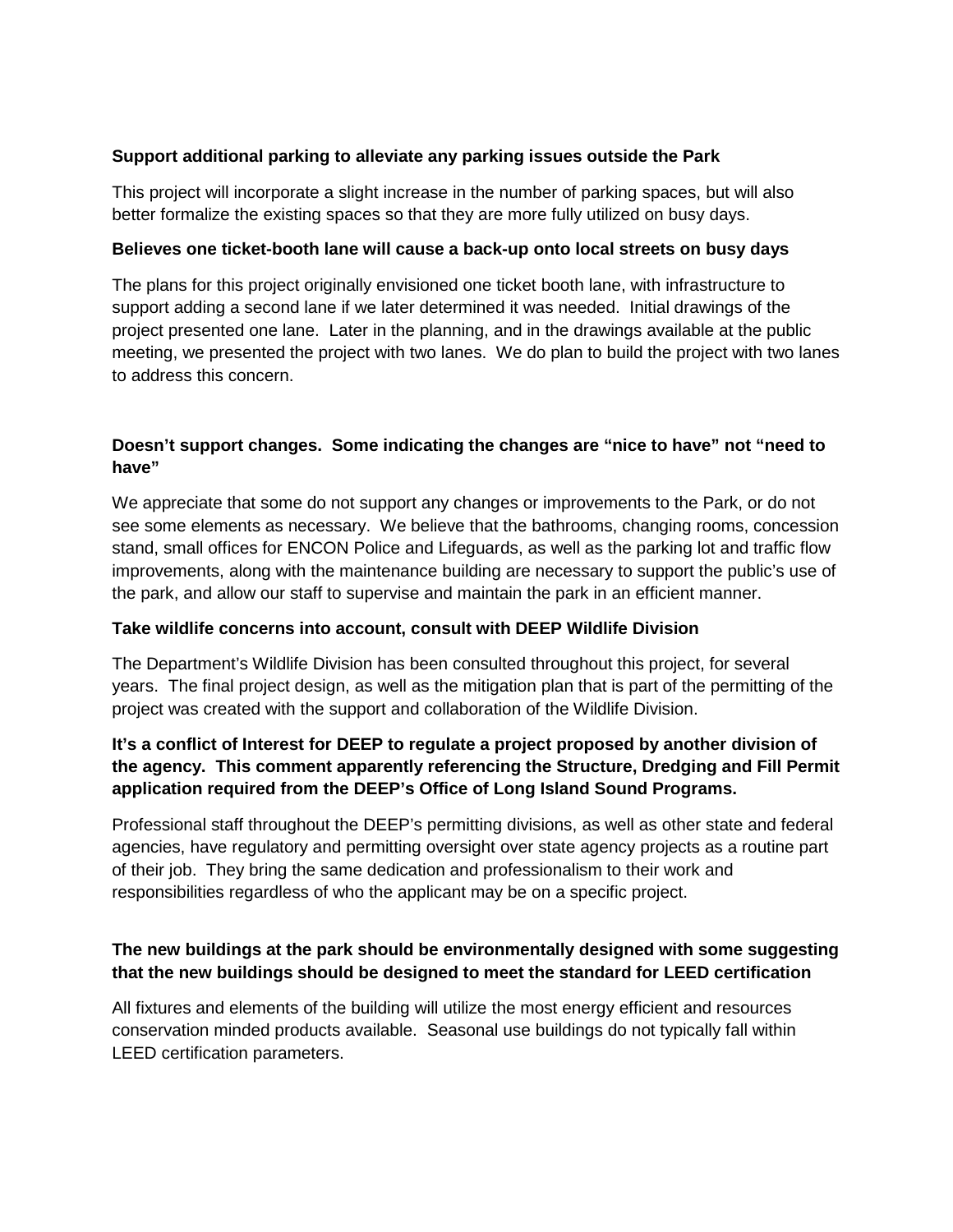**Support additional parking to alleviate any parking issues outside the Park**

This project will incorporate a slight increase in the number of parking spaces, but will also better formalize the existing spaces so that they are more fully utilized on busy days.

**Believes one ticket-booth lane will cause a back-up onto local streets on busy days**

The plans for this project originally envisioned one ticket booth lane, with infrastructure to support adding a second lane if we later determined it was needed. Initial drawings of the project presented one lane. Later in the planning, and in the drawings available at the public meeting, we presented the project with two lanes. We do plan to build the project with two lanes to address this concern.

**Doesn't support changes. Some indicating the changes are "nice to have" not "need to have"**

We appreciate that some do not support any changes or improvements to the Park, or do not see some elements as necessary. We believe that the bathrooms, changing rooms, concession stand, small offices for ENCON Police and Lifeguards, as well as the parking lot and traffic flow improvements, along with the maintenance building are necessary to support the public's use of the park, and allow our staff to supervise and maintain the park in an efficient manner.

**Take wildlife concerns into account, consult with DEEP Wildlife Division**

The Department's Wildlife Division has been consulted throughout this project, for several years. The final project design, as well as the mitigation plan that is part of the permitting of the project was created with the support and collaboration of the Wildlife Division.

**It's a conflict of Interest for DEEP to regulate a project proposed by another division of the agency. This comment apparently referencing the Structure, Dredging and Fill Permit application required from the DEEP's Office of Long Island Sound Programs.**

Professional staff throughout the DEEP's permitting divisions, as well as other state and federal agencies, have regulatory and permitting oversight over state agency projects as a routine part of their job. They bring the same dedication and professionalism to their work and responsibilities regardless of who the applicant may be on a specific project.

**The new buildings at the park should be environmentally designed with some suggesting that the new buildings should be designed to meet the standard for LEED certification**

All fixtures and elements of the building will utilize the most energy efficient and resources conservation minded products available. Seasonal use buildings do not typically fall within LEED certification parameters.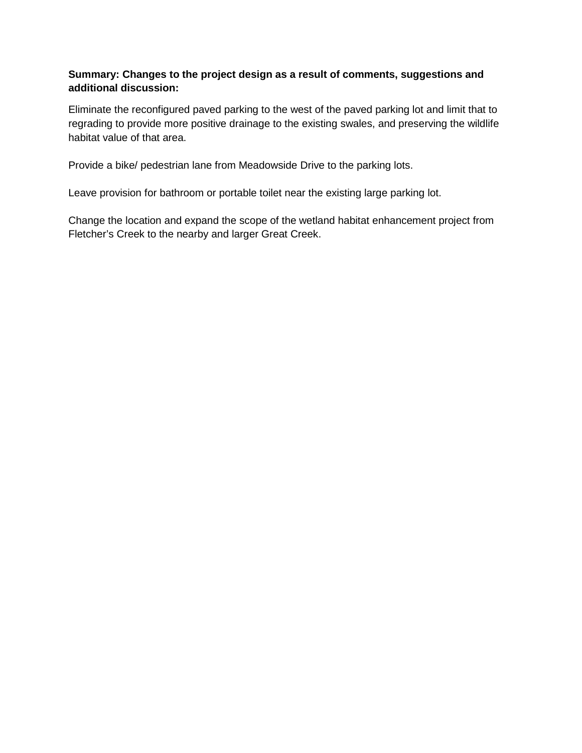**Summary: Changes to the project design as a result of comments, suggestions and additional discussion:**

Eliminate the reconfigured paved parking to the west of the paved parking lot and limit that to regrading to provide more positive drainage to the existing swales, and preserving the wildlife habitat value of that area.

Provide a bike/ pedestrian lane from Meadowside Drive to the parking lots.

Leave provision for bathroom or portable toilet near the existing large parking lot.

Change the location and expand the scope of the wetland habitat enhancement project from Fletcher's Creek to the nearby and larger Great Creek.